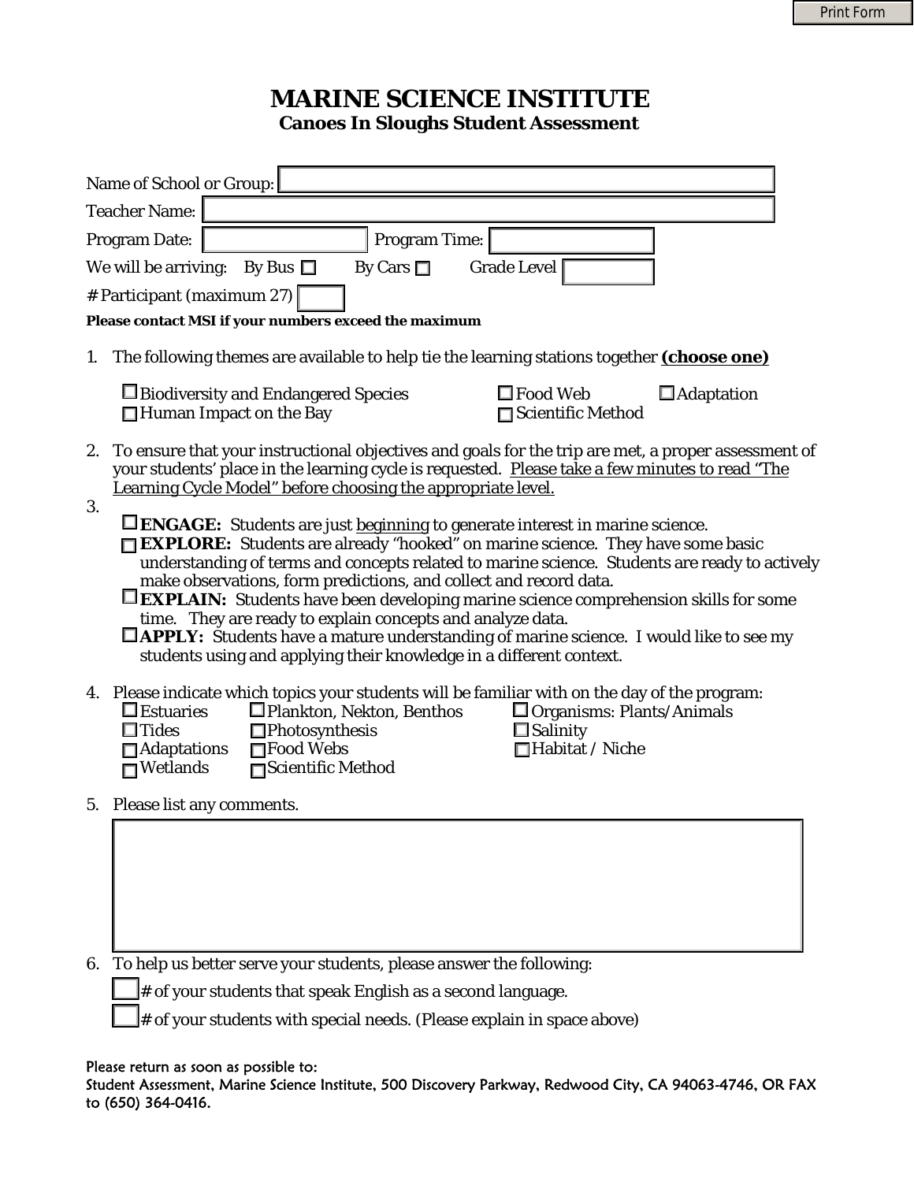Print Form

# MARINE SCIENCE INSTITUTE

## Canoes In Sloughs Student Assessment

Name of School or Group: ____________________

Teacher Name: ____________________

Program Date: __________ Program Time: __________

We will be arriving: By Bus ☐ By Cars ☐ Grade Level ______

# Participant (maximum 27) ____

**Please contact MSI if your numbers exceed the maximum**

1. The following themes are available to help tie the learning stations together **(choose one)**

   ☐ Biodiversity and Endangered Species ☐ Food Web ☐ Adaptation
   ☐ Human Impact on the Bay ☐ Scientific Method

2. To ensure that your instructional objectives and goals for the trip are met, a proper assessment of your students' place in the learning cycle is requested. Please take a few minutes to read "The Learning Cycle Model" before choosing the appropriate level.

3. 
   ☐ **ENGAGE:** Students are just beginning to generate interest in marine science.
   ☐ **EXPLORE:** Students are already "hooked" on marine science. They have some basic understanding of terms and concepts related to marine science. Students are ready to actively make observations, form predictions, and collect and record data.
   ☐ **EXPLAIN:** Students have been developing marine science comprehension skills for some time. They are ready to explain concepts and analyze data.
   ☐ **APPLY:** Students have a mature understanding of marine science. I would like to see my students using and applying their knowledge in a different context.

4. Please indicate which topics your students will be familiar with on the day of the program:
   ☐ Estuaries ☐ Plankton, Nekton, Benthos ☐ Organisms: Plants/Animals
   ☐ Tides ☐ Photosynthesis ☐ Salinity
   ☐ Adaptations ☐ Food Webs ☐ Habitat / Niche
   ☐ Wetlands ☐ Scientific Method

5. Please list any comments.

6. To help us better serve your students, please answer the following:

   ____ # of your students that speak English as a second language.

   ____ # of your students with special needs. (Please explain in space above)

Please return as soon as possible to:
Student Assessment, Marine Science Institute, 500 Discovery Parkway, Redwood City, CA 94063-4746, OR FAX to (650) 364-0416.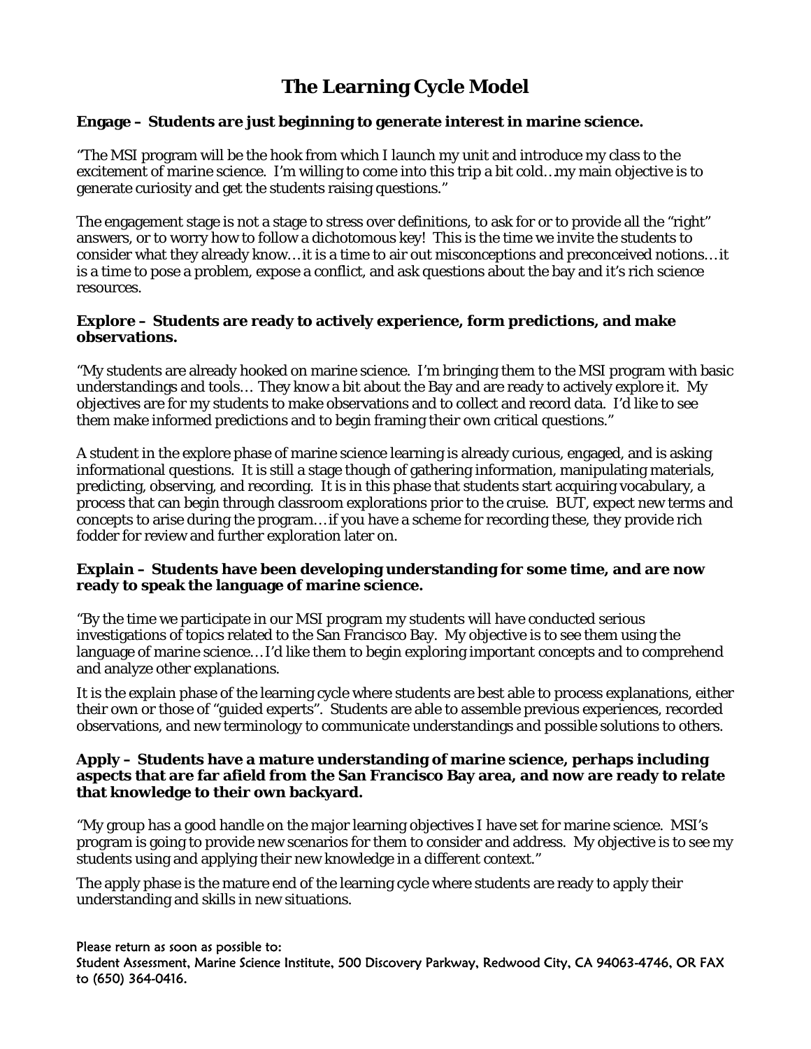# The Learning Cycle Model

**Engage – Students are just beginning to generate interest in marine science.**

"The MSI program will be the hook from which I launch my unit and introduce my class to the excitement of marine science. I'm willing to come into this trip a bit cold…my main objective is to generate curiosity and get the students raising questions."

The engagement stage is not a stage to stress over definitions, to ask for or to provide all the "right" answers, or to worry how to follow a dichotomous key! This is the time we invite the students to consider what they already know…it is a time to air out misconceptions and preconceived notions…it is a time to pose a problem, expose a conflict, and ask questions about the bay and it's rich science resources.

**Explore – Students are ready to actively experience, form predictions, and make observations.**

"My students are already hooked on marine science. I'm bringing them to the MSI program with basic understandings and tools… They know a bit about the Bay and are ready to actively explore it. My objectives are for my students to make observations and to collect and record data. I'd like to see them make informed predictions and to begin framing their own critical questions."

A student in the explore phase of marine science learning is already curious, engaged, and is asking informational questions. It is still a stage though of gathering information, manipulating materials, predicting, observing, and recording. It is in this phase that students start acquiring vocabulary, a process that can begin through classroom explorations prior to the cruise. BUT, expect new terms and concepts to arise during the program…if you have a scheme for recording these, they provide rich fodder for review and further exploration later on.

**Explain – Students have been developing understanding for some time, and are now ready to speak the language of marine science.**

"By the time we participate in our MSI program my students will have conducted serious investigations of topics related to the San Francisco Bay. My objective is to see them using the language of marine science…I'd like them to begin exploring important concepts and to comprehend and analyze other explanations.

It is the explain phase of the learning cycle where students are best able to process explanations, either their own or those of "guided experts". Students are able to assemble previous experiences, recorded observations, and new terminology to communicate understandings and possible solutions to others.

**Apply – Students have a mature understanding of marine science, perhaps including aspects that are far afield from the San Francisco Bay area, and now are ready to relate that knowledge to their own backyard.**

"My group has a good handle on the major learning objectives I have set for marine science. MSI's program is going to provide new scenarios for them to consider and address. My objective is to see my students using and applying their new knowledge in a different context."

The apply phase is the mature end of the learning cycle where students are ready to apply their understanding and skills in new situations.

Please return as soon as possible to:
Student Assessment, Marine Science Institute, 500 Discovery Parkway, Redwood City, CA 94063-4746, OR FAX to (650) 364-0416.